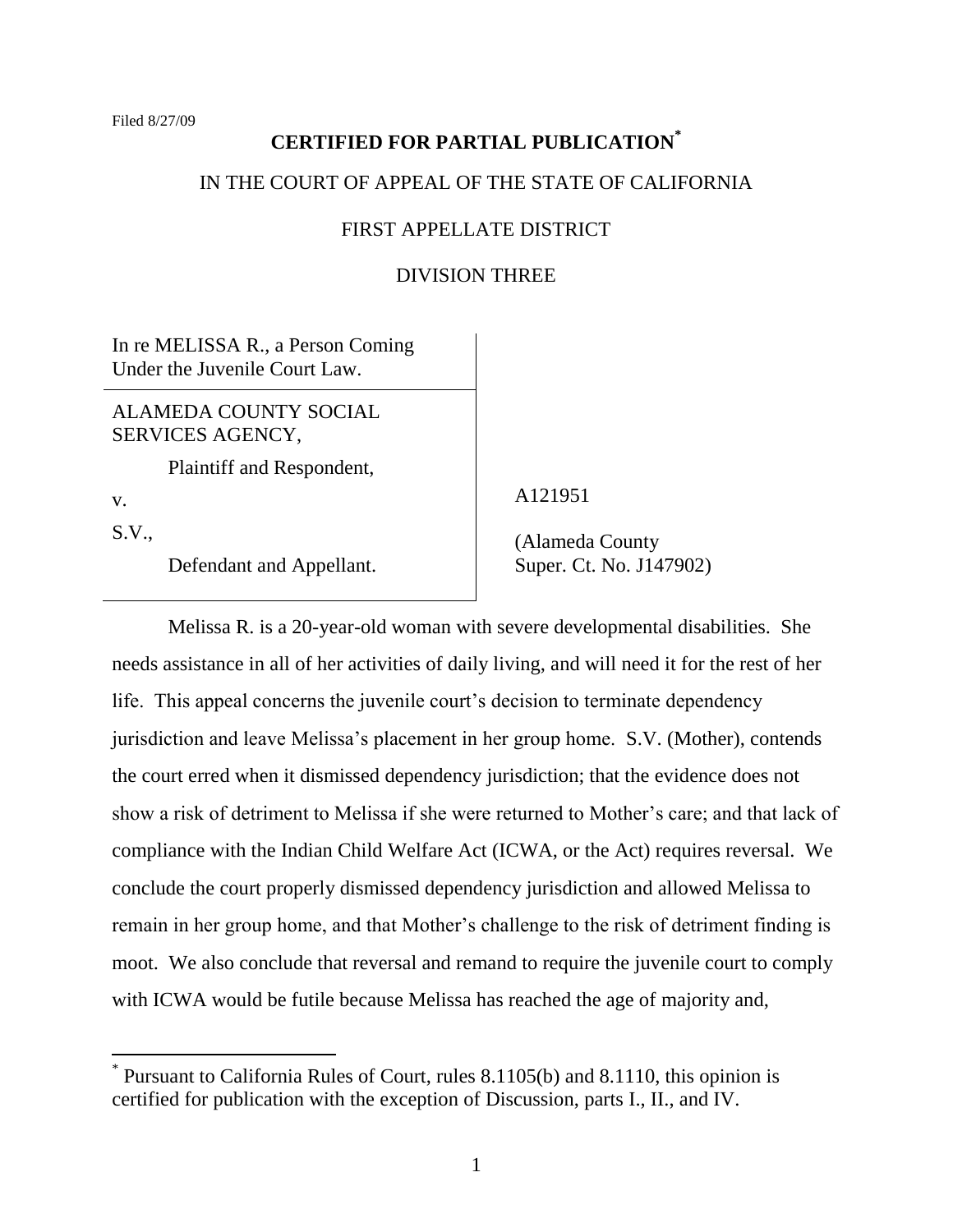Filed 8/27/09

**CERTIFIED FOR PARTIAL PUBLICATION[*]**

IN THE COURT OF APPEAL OF THE STATE OF CALIFORNIA

FIRST APPELLATE DISTRICT

DIVISION THREE

In re MELISSA R., a Person Coming Under the Juvenile Court Law.

ALAMEDA COUNTY SOCIAL SERVICES AGENCY,

Plaintiff and Respondent,

v.

S.V.,

Defendant and Appellant.

A121951

(Alameda County Super. Ct. No. J147902)

Melissa R. is a 20-year-old woman with severe developmental disabilities. She needs assistance in all of her activities of daily living, and will need it for the rest of her life. This appeal concerns the juvenile court's decision to terminate dependency jurisdiction and leave Melissa's placement in her group home. S.V. (Mother), contends the court erred when it dismissed dependency jurisdiction; that the evidence does not show a risk of detriment to Melissa if she were returned to Mother's care; and that lack of compliance with the Indian Child Welfare Act (ICWA, or the Act) requires reversal. We conclude the court properly dismissed dependency jurisdiction and allowed Melissa to remain in her group home, and that Mother's challenge to the risk of detriment finding is moot. We also conclude that reversal and remand to require the juvenile court to comply with ICWA would be futile because Melissa has reached the age of majority and,

[*] Pursuant to California Rules of Court, rules 8.1105(b) and 8.1110, this opinion is certified for publication with the exception of Discussion, parts I., II., and IV.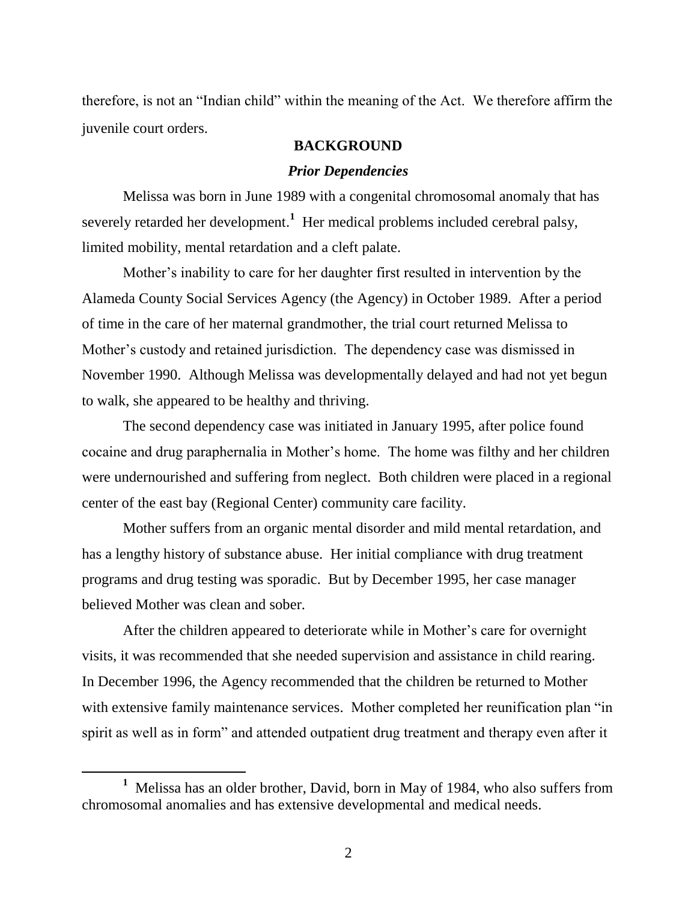therefore, is not an "Indian child" within the meaning of the Act. We therefore affirm the juvenile court orders.

## BACKGROUND

### *Prior Dependencies*

Melissa was born in June 1989 with a congenital chromosomal anomaly that has severely retarded her development.[1] Her medical problems included cerebral palsy, limited mobility, mental retardation and a cleft palate.

Mother's inability to care for her daughter first resulted in intervention by the Alameda County Social Services Agency (the Agency) in October 1989. After a period of time in the care of her maternal grandmother, the trial court returned Melissa to Mother's custody and retained jurisdiction. The dependency case was dismissed in November 1990. Although Melissa was developmentally delayed and had not yet begun to walk, she appeared to be healthy and thriving.

The second dependency case was initiated in January 1995, after police found cocaine and drug paraphernalia in Mother's home. The home was filthy and her children were undernourished and suffering from neglect. Both children were placed in a regional center of the east bay (Regional Center) community care facility.

Mother suffers from an organic mental disorder and mild mental retardation, and has a lengthy history of substance abuse. Her initial compliance with drug treatment programs and drug testing was sporadic. But by December 1995, her case manager believed Mother was clean and sober.

After the children appeared to deteriorate while in Mother's care for overnight visits, it was recommended that she needed supervision and assistance in child rearing. In December 1996, the Agency recommended that the children be returned to Mother with extensive family maintenance services. Mother completed her reunification plan "in spirit as well as in form" and attended outpatient drug treatment and therapy even after it

---

[1] Melissa has an older brother, David, born in May of 1984, who also suffers from chromosomal anomalies and has extensive developmental and medical needs.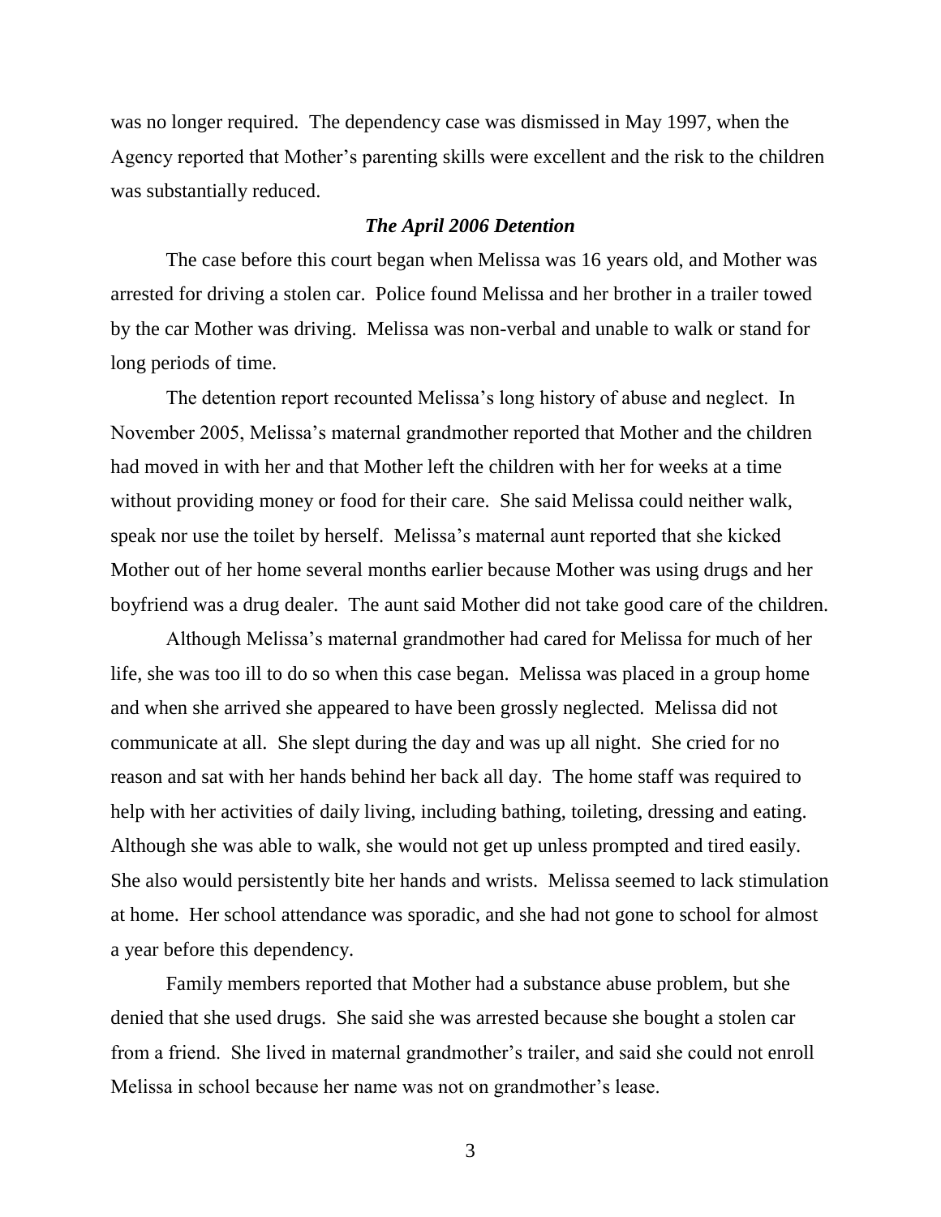was no longer required. The dependency case was dismissed in May 1997, when the Agency reported that Mother's parenting skills were excellent and the risk to the children was substantially reduced.

### *The April 2006 Detention*

The case before this court began when Melissa was 16 years old, and Mother was arrested for driving a stolen car. Police found Melissa and her brother in a trailer towed by the car Mother was driving. Melissa was non-verbal and unable to walk or stand for long periods of time.

The detention report recounted Melissa's long history of abuse and neglect. In November 2005, Melissa's maternal grandmother reported that Mother and the children had moved in with her and that Mother left the children with her for weeks at a time without providing money or food for their care. She said Melissa could neither walk, speak nor use the toilet by herself. Melissa's maternal aunt reported that she kicked Mother out of her home several months earlier because Mother was using drugs and her boyfriend was a drug dealer. The aunt said Mother did not take good care of the children.

Although Melissa's maternal grandmother had cared for Melissa for much of her life, she was too ill to do so when this case began. Melissa was placed in a group home and when she arrived she appeared to have been grossly neglected. Melissa did not communicate at all. She slept during the day and was up all night. She cried for no reason and sat with her hands behind her back all day. The home staff was required to help with her activities of daily living, including bathing, toileting, dressing and eating. Although she was able to walk, she would not get up unless prompted and tired easily. She also would persistently bite her hands and wrists. Melissa seemed to lack stimulation at home. Her school attendance was sporadic, and she had not gone to school for almost a year before this dependency.

Family members reported that Mother had a substance abuse problem, but she denied that she used drugs. She said she was arrested because she bought a stolen car from a friend. She lived in maternal grandmother's trailer, and said she could not enroll Melissa in school because her name was not on grandmother's lease.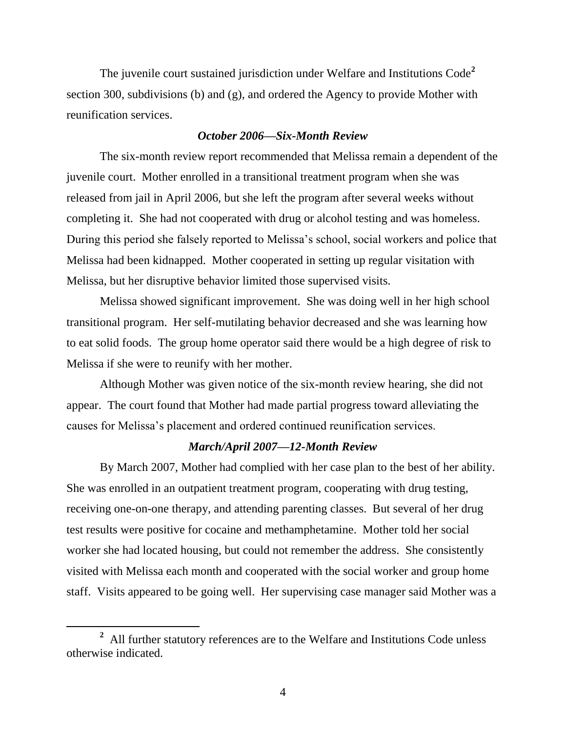The juvenile court sustained jurisdiction under Welfare and Institutions Code[2] section 300, subdivisions (b) and (g), and ordered the Agency to provide Mother with reunification services.

### *October 2006—Six-Month Review*

The six-month review report recommended that Melissa remain a dependent of the juvenile court. Mother enrolled in a transitional treatment program when she was released from jail in April 2006, but she left the program after several weeks without completing it. She had not cooperated with drug or alcohol testing and was homeless. During this period she falsely reported to Melissa's school, social workers and police that Melissa had been kidnapped. Mother cooperated in setting up regular visitation with Melissa, but her disruptive behavior limited those supervised visits.

Melissa showed significant improvement. She was doing well in her high school transitional program. Her self-mutilating behavior decreased and she was learning how to eat solid foods. The group home operator said there would be a high degree of risk to Melissa if she were to reunify with her mother.

Although Mother was given notice of the six-month review hearing, she did not appear. The court found that Mother had made partial progress toward alleviating the causes for Melissa's placement and ordered continued reunification services.

### *March/April 2007—12-Month Review*

By March 2007, Mother had complied with her case plan to the best of her ability. She was enrolled in an outpatient treatment program, cooperating with drug testing, receiving one-on-one therapy, and attending parenting classes. But several of her drug test results were positive for cocaine and methamphetamine. Mother told her social worker she had located housing, but could not remember the address. She consistently visited with Melissa each month and cooperated with the social worker and group home staff. Visits appeared to be going well. Her supervising case manager said Mother was a

---

[2] All further statutory references are to the Welfare and Institutions Code unless otherwise indicated.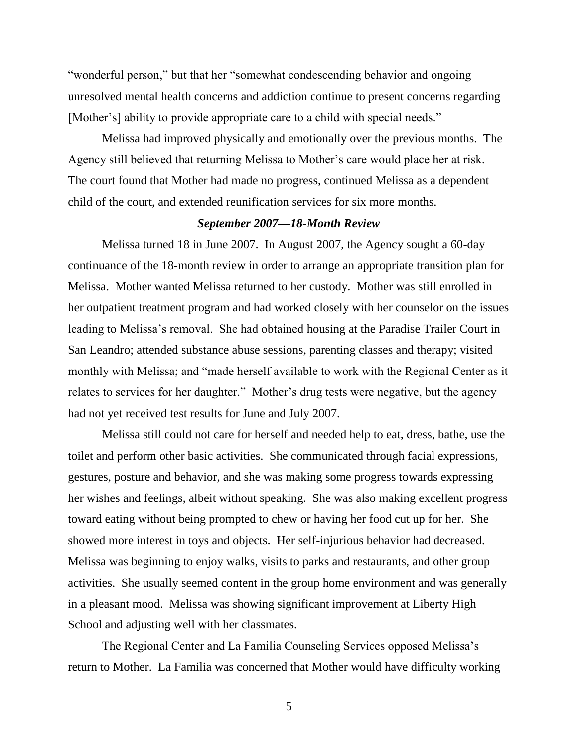"wonderful person," but that her "somewhat condescending behavior and ongoing unresolved mental health concerns and addiction continue to present concerns regarding [Mother's] ability to provide appropriate care to a child with special needs."

Melissa had improved physically and emotionally over the previous months. The Agency still believed that returning Melissa to Mother's care would place her at risk. The court found that Mother had made no progress, continued Melissa as a dependent child of the court, and extended reunification services for six more months.

### *September 2007—18-Month Review*

Melissa turned 18 in June 2007. In August 2007, the Agency sought a 60-day continuance of the 18-month review in order to arrange an appropriate transition plan for Melissa. Mother wanted Melissa returned to her custody. Mother was still enrolled in her outpatient treatment program and had worked closely with her counselor on the issues leading to Melissa's removal. She had obtained housing at the Paradise Trailer Court in San Leandro; attended substance abuse sessions, parenting classes and therapy; visited monthly with Melissa; and "made herself available to work with the Regional Center as it relates to services for her daughter." Mother's drug tests were negative, but the agency had not yet received test results for June and July 2007.

Melissa still could not care for herself and needed help to eat, dress, bathe, use the toilet and perform other basic activities. She communicated through facial expressions, gestures, posture and behavior, and she was making some progress towards expressing her wishes and feelings, albeit without speaking. She was also making excellent progress toward eating without being prompted to chew or having her food cut up for her. She showed more interest in toys and objects. Her self-injurious behavior had decreased. Melissa was beginning to enjoy walks, visits to parks and restaurants, and other group activities. She usually seemed content in the group home environment and was generally in a pleasant mood. Melissa was showing significant improvement at Liberty High School and adjusting well with her classmates.

The Regional Center and La Familia Counseling Services opposed Melissa's return to Mother. La Familia was concerned that Mother would have difficulty working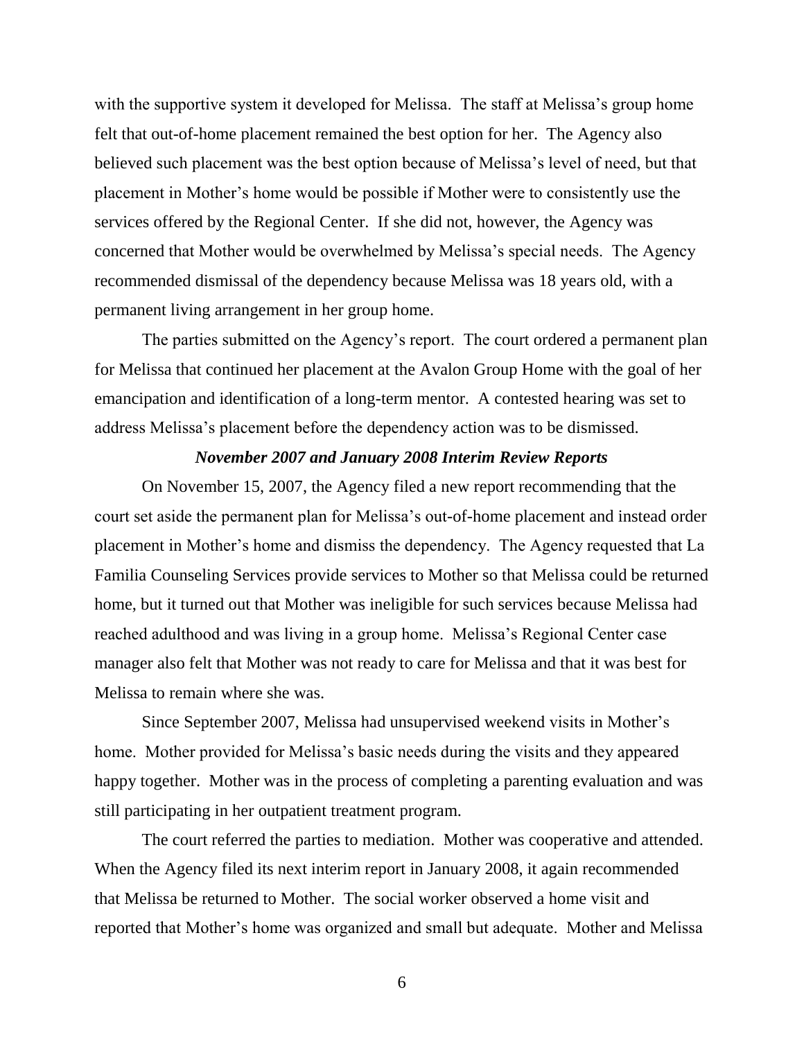with the supportive system it developed for Melissa. The staff at Melissa's group home felt that out-of-home placement remained the best option for her. The Agency also believed such placement was the best option because of Melissa's level of need, but that placement in Mother's home would be possible if Mother were to consistently use the services offered by the Regional Center. If she did not, however, the Agency was concerned that Mother would be overwhelmed by Melissa's special needs. The Agency recommended dismissal of the dependency because Melissa was 18 years old, with a permanent living arrangement in her group home.

The parties submitted on the Agency's report. The court ordered a permanent plan for Melissa that continued her placement at the Avalon Group Home with the goal of her emancipation and identification of a long-term mentor. A contested hearing was set to address Melissa's placement before the dependency action was to be dismissed.

### *November 2007 and January 2008 Interim Review Reports*

On November 15, 2007, the Agency filed a new report recommending that the court set aside the permanent plan for Melissa's out-of-home placement and instead order placement in Mother's home and dismiss the dependency. The Agency requested that La Familia Counseling Services provide services to Mother so that Melissa could be returned home, but it turned out that Mother was ineligible for such services because Melissa had reached adulthood and was living in a group home. Melissa's Regional Center case manager also felt that Mother was not ready to care for Melissa and that it was best for Melissa to remain where she was.

Since September 2007, Melissa had unsupervised weekend visits in Mother's home. Mother provided for Melissa's basic needs during the visits and they appeared happy together. Mother was in the process of completing a parenting evaluation and was still participating in her outpatient treatment program.

The court referred the parties to mediation. Mother was cooperative and attended. When the Agency filed its next interim report in January 2008, it again recommended that Melissa be returned to Mother. The social worker observed a home visit and reported that Mother's home was organized and small but adequate. Mother and Melissa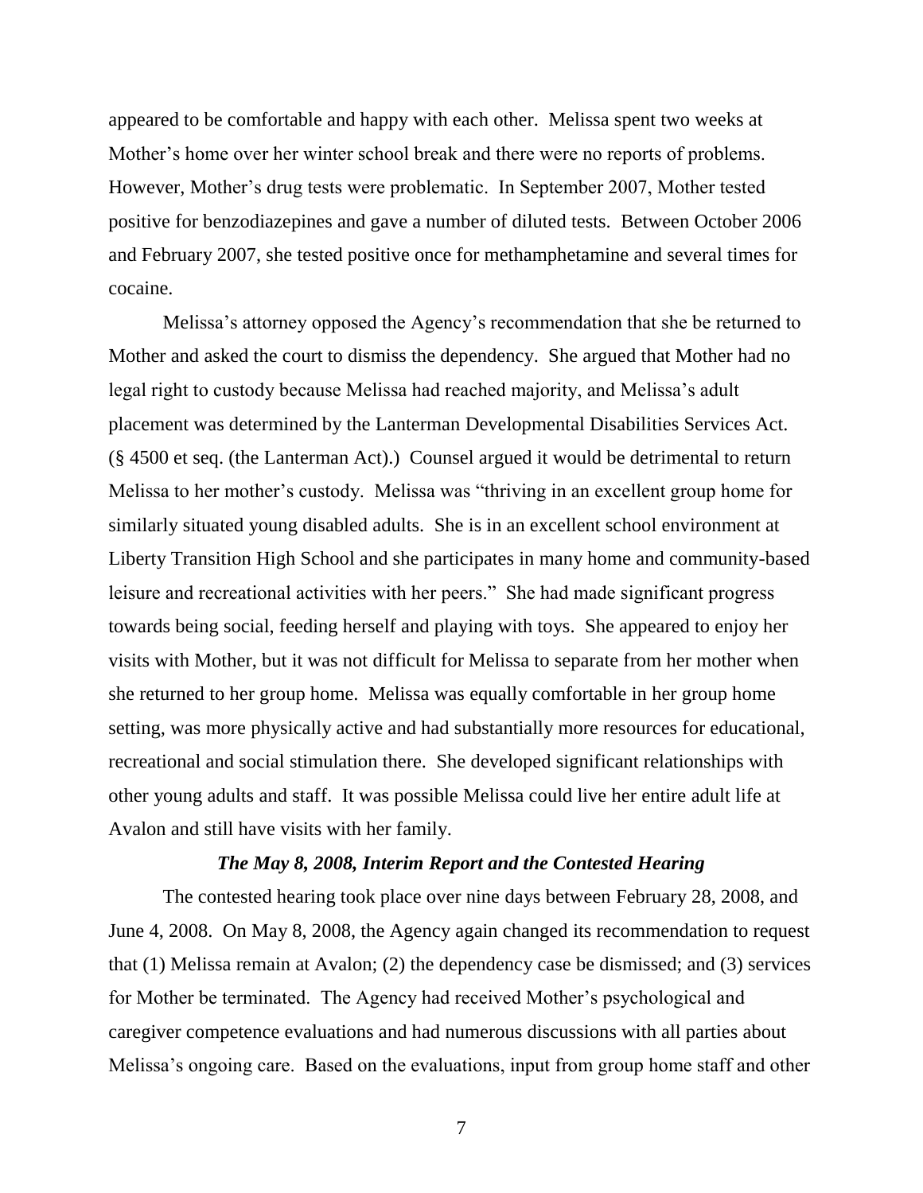appeared to be comfortable and happy with each other. Melissa spent two weeks at Mother's home over her winter school break and there were no reports of problems. However, Mother's drug tests were problematic. In September 2007, Mother tested positive for benzodiazepines and gave a number of diluted tests. Between October 2006 and February 2007, she tested positive once for methamphetamine and several times for cocaine.

Melissa's attorney opposed the Agency's recommendation that she be returned to Mother and asked the court to dismiss the dependency. She argued that Mother had no legal right to custody because Melissa had reached majority, and Melissa's adult placement was determined by the Lanterman Developmental Disabilities Services Act. (§ 4500 et seq. (the Lanterman Act).) Counsel argued it would be detrimental to return Melissa to her mother's custody. Melissa was "thriving in an excellent group home for similarly situated young disabled adults. She is in an excellent school environment at Liberty Transition High School and she participates in many home and community-based leisure and recreational activities with her peers." She had made significant progress towards being social, feeding herself and playing with toys. She appeared to enjoy her visits with Mother, but it was not difficult for Melissa to separate from her mother when she returned to her group home. Melissa was equally comfortable in her group home setting, was more physically active and had substantially more resources for educational, recreational and social stimulation there. She developed significant relationships with other young adults and staff. It was possible Melissa could live her entire adult life at Avalon and still have visits with her family.

### *The May 8, 2008, Interim Report and the Contested Hearing*

The contested hearing took place over nine days between February 28, 2008, and June 4, 2008. On May 8, 2008, the Agency again changed its recommendation to request that (1) Melissa remain at Avalon; (2) the dependency case be dismissed; and (3) services for Mother be terminated. The Agency had received Mother's psychological and caregiver competence evaluations and had numerous discussions with all parties about Melissa's ongoing care. Based on the evaluations, input from group home staff and other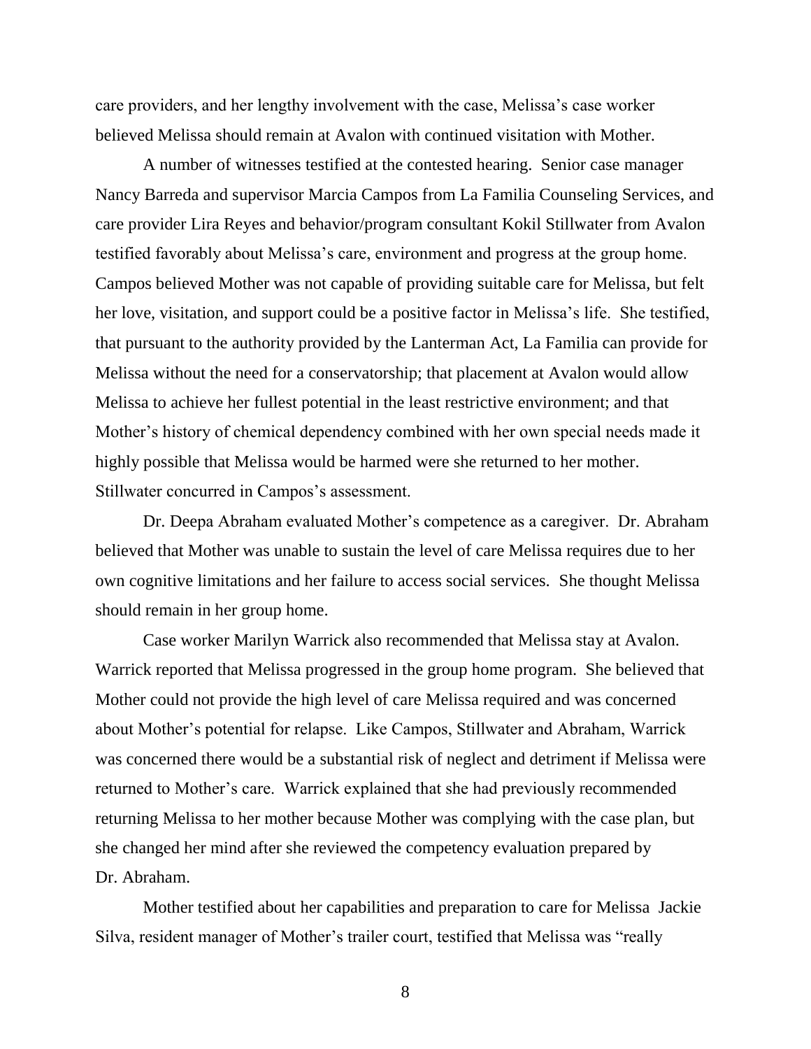care providers, and her lengthy involvement with the case, Melissa's case worker believed Melissa should remain at Avalon with continued visitation with Mother.

A number of witnesses testified at the contested hearing. Senior case manager Nancy Barreda and supervisor Marcia Campos from La Familia Counseling Services, and care provider Lira Reyes and behavior/program consultant Kokil Stillwater from Avalon testified favorably about Melissa's care, environment and progress at the group home. Campos believed Mother was not capable of providing suitable care for Melissa, but felt her love, visitation, and support could be a positive factor in Melissa's life. She testified, that pursuant to the authority provided by the Lanterman Act, La Familia can provide for Melissa without the need for a conservatorship; that placement at Avalon would allow Melissa to achieve her fullest potential in the least restrictive environment; and that Mother's history of chemical dependency combined with her own special needs made it highly possible that Melissa would be harmed were she returned to her mother. Stillwater concurred in Campos's assessment.

Dr. Deepa Abraham evaluated Mother's competence as a caregiver. Dr. Abraham believed that Mother was unable to sustain the level of care Melissa requires due to her own cognitive limitations and her failure to access social services. She thought Melissa should remain in her group home.

Case worker Marilyn Warrick also recommended that Melissa stay at Avalon. Warrick reported that Melissa progressed in the group home program. She believed that Mother could not provide the high level of care Melissa required and was concerned about Mother's potential for relapse. Like Campos, Stillwater and Abraham, Warrick was concerned there would be a substantial risk of neglect and detriment if Melissa were returned to Mother's care. Warrick explained that she had previously recommended returning Melissa to her mother because Mother was complying with the case plan, but she changed her mind after she reviewed the competency evaluation prepared by Dr. Abraham.

Mother testified about her capabilities and preparation to care for Melissa Jackie Silva, resident manager of Mother's trailer court, testified that Melissa was "really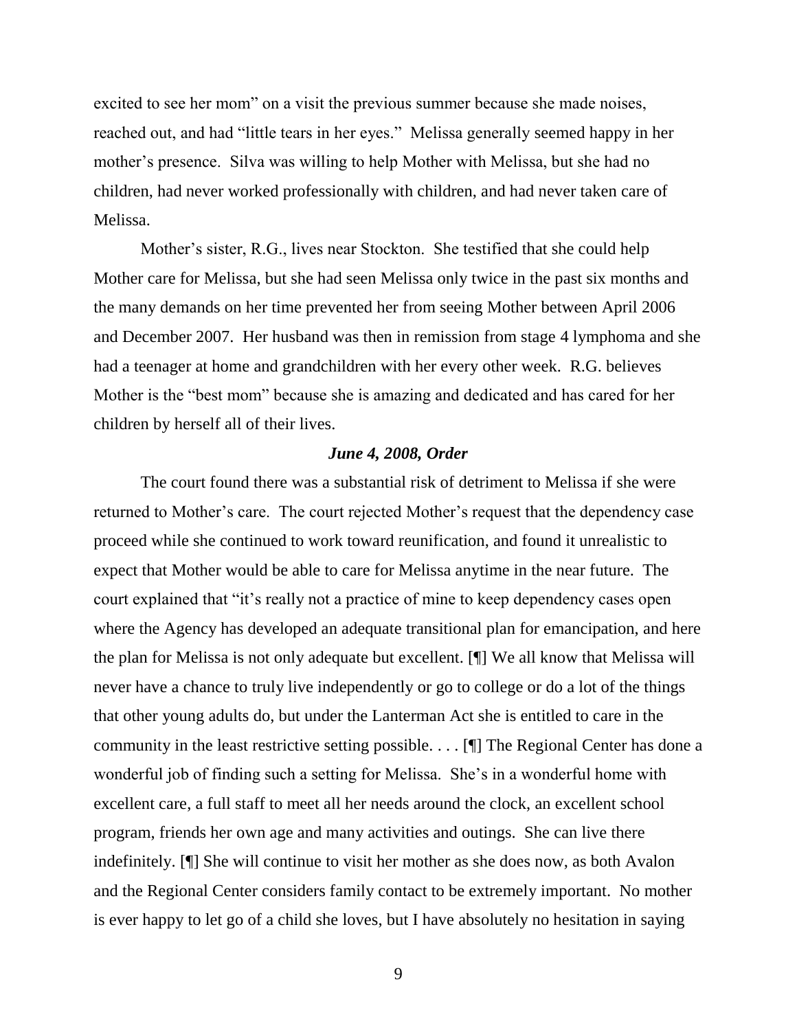excited to see her mom" on a visit the previous summer because she made noises, reached out, and had "little tears in her eyes." Melissa generally seemed happy in her mother's presence. Silva was willing to help Mother with Melissa, but she had no children, had never worked professionally with children, and had never taken care of Melissa.

Mother's sister, R.G., lives near Stockton. She testified that she could help Mother care for Melissa, but she had seen Melissa only twice in the past six months and the many demands on her time prevented her from seeing Mother between April 2006 and December 2007. Her husband was then in remission from stage 4 lymphoma and she had a teenager at home and grandchildren with her every other week. R.G. believes Mother is the "best mom" because she is amazing and dedicated and has cared for her children by herself all of their lives.

***June 4, 2008, Order***

The court found there was a substantial risk of detriment to Melissa if she were returned to Mother's care. The court rejected Mother's request that the dependency case proceed while she continued to work toward reunification, and found it unrealistic to expect that Mother would be able to care for Melissa anytime in the near future. The court explained that "it's really not a practice of mine to keep dependency cases open where the Agency has developed an adequate transitional plan for emancipation, and here the plan for Melissa is not only adequate but excellent. [¶] We all know that Melissa will never have a chance to truly live independently or go to college or do a lot of the things that other young adults do, but under the Lanterman Act she is entitled to care in the community in the least restrictive setting possible. . . . [¶] The Regional Center has done a wonderful job of finding such a setting for Melissa. She's in a wonderful home with excellent care, a full staff to meet all her needs around the clock, an excellent school program, friends her own age and many activities and outings. She can live there indefinitely. [¶] She will continue to visit her mother as she does now, as both Avalon and the Regional Center considers family contact to be extremely important. No mother is ever happy to let go of a child she loves, but I have absolutely no hesitation in saying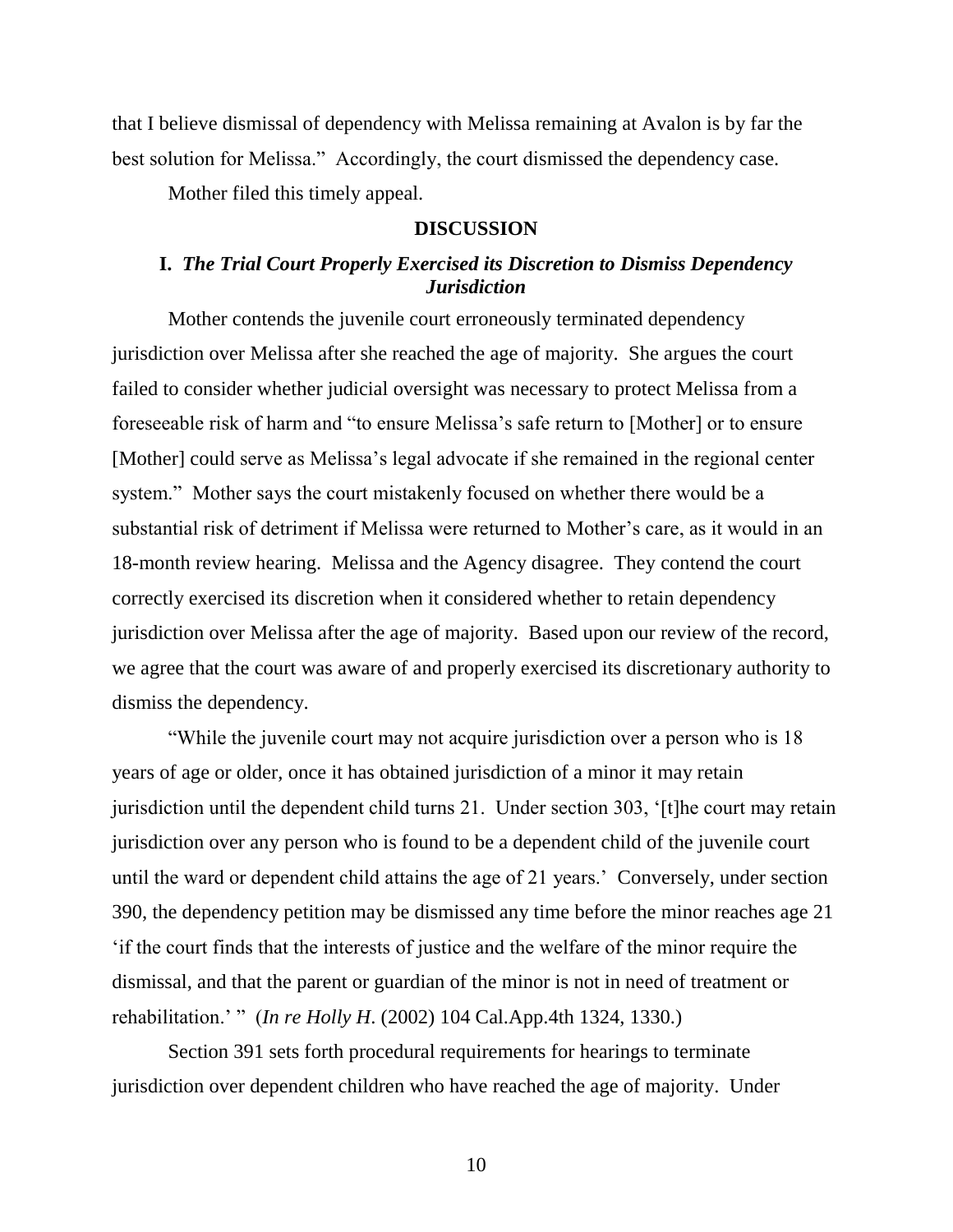that I believe dismissal of dependency with Melissa remaining at Avalon is by far the best solution for Melissa." Accordingly, the court dismissed the dependency case.

Mother filed this timely appeal.

## DISCUSSION

### I. *The Trial Court Properly Exercised its Discretion to Dismiss Dependency Jurisdiction*

Mother contends the juvenile court erroneously terminated dependency jurisdiction over Melissa after she reached the age of majority. She argues the court failed to consider whether judicial oversight was necessary to protect Melissa from a foreseeable risk of harm and "to ensure Melissa's safe return to [Mother] or to ensure [Mother] could serve as Melissa's legal advocate if she remained in the regional center system." Mother says the court mistakenly focused on whether there would be a substantial risk of detriment if Melissa were returned to Mother's care, as it would in an 18-month review hearing. Melissa and the Agency disagree. They contend the court correctly exercised its discretion when it considered whether to retain dependency jurisdiction over Melissa after the age of majority. Based upon our review of the record, we agree that the court was aware of and properly exercised its discretionary authority to dismiss the dependency.

"While the juvenile court may not acquire jurisdiction over a person who is 18 years of age or older, once it has obtained jurisdiction of a minor it may retain jurisdiction until the dependent child turns 21. Under section 303, '[t]he court may retain jurisdiction over any person who is found to be a dependent child of the juvenile court until the ward or dependent child attains the age of 21 years.' Conversely, under section 390, the dependency petition may be dismissed any time before the minor reaches age 21 'if the court finds that the interests of justice and the welfare of the minor require the dismissal, and that the parent or guardian of the minor is not in need of treatment or rehabilitation.' " (*In re Holly H.* (2002) 104 Cal.App.4th 1324, 1330.)

Section 391 sets forth procedural requirements for hearings to terminate jurisdiction over dependent children who have reached the age of majority. Under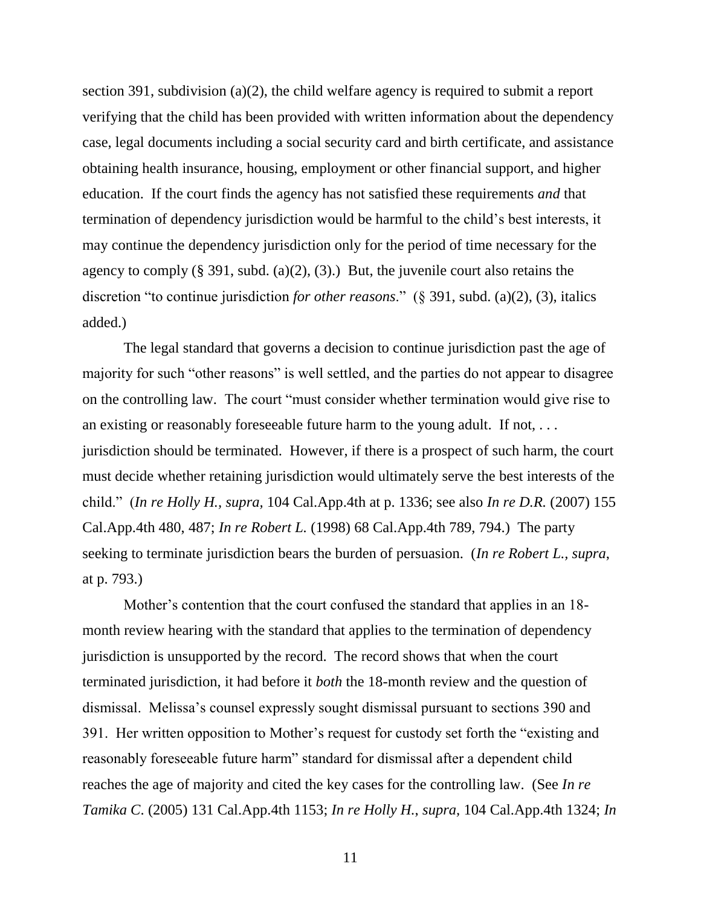section 391, subdivision (a)(2), the child welfare agency is required to submit a report verifying that the child has been provided with written information about the dependency case, legal documents including a social security card and birth certificate, and assistance obtaining health insurance, housing, employment or other financial support, and higher education. If the court finds the agency has not satisfied these requirements *and* that termination of dependency jurisdiction would be harmful to the child's best interests, it may continue the dependency jurisdiction only for the period of time necessary for the agency to comply (§ 391, subd. (a)(2), (3).) But, the juvenile court also retains the discretion "to continue jurisdiction *for other reasons*." (§ 391, subd. (a)(2), (3), italics added.)

The legal standard that governs a decision to continue jurisdiction past the age of majority for such "other reasons" is well settled, and the parties do not appear to disagree on the controlling law. The court "must consider whether termination would give rise to an existing or reasonably foreseeable future harm to the young adult. If not, . . . jurisdiction should be terminated. However, if there is a prospect of such harm, the court must decide whether retaining jurisdiction would ultimately serve the best interests of the child." (*In re Holly H.*, *supra*, 104 Cal.App.4th at p. 1336; see also *In re D.R.* (2007) 155 Cal.App.4th 480, 487; *In re Robert L.* (1998) 68 Cal.App.4th 789, 794.) The party seeking to terminate jurisdiction bears the burden of persuasion. (*In re Robert L.*, *supra*, at p. 793.)

Mother's contention that the court confused the standard that applies in an 18-month review hearing with the standard that applies to the termination of dependency jurisdiction is unsupported by the record. The record shows that when the court terminated jurisdiction, it had before it *both* the 18-month review and the question of dismissal. Melissa's counsel expressly sought dismissal pursuant to sections 390 and 391. Her written opposition to Mother's request for custody set forth the "existing and reasonably foreseeable future harm" standard for dismissal after a dependent child reaches the age of majority and cited the key cases for the controlling law. (See *In re Tamika C*. (2005) 131 Cal.App.4th 1153; *In re Holly H.*, *supra*, 104 Cal.App.4th 1324; *In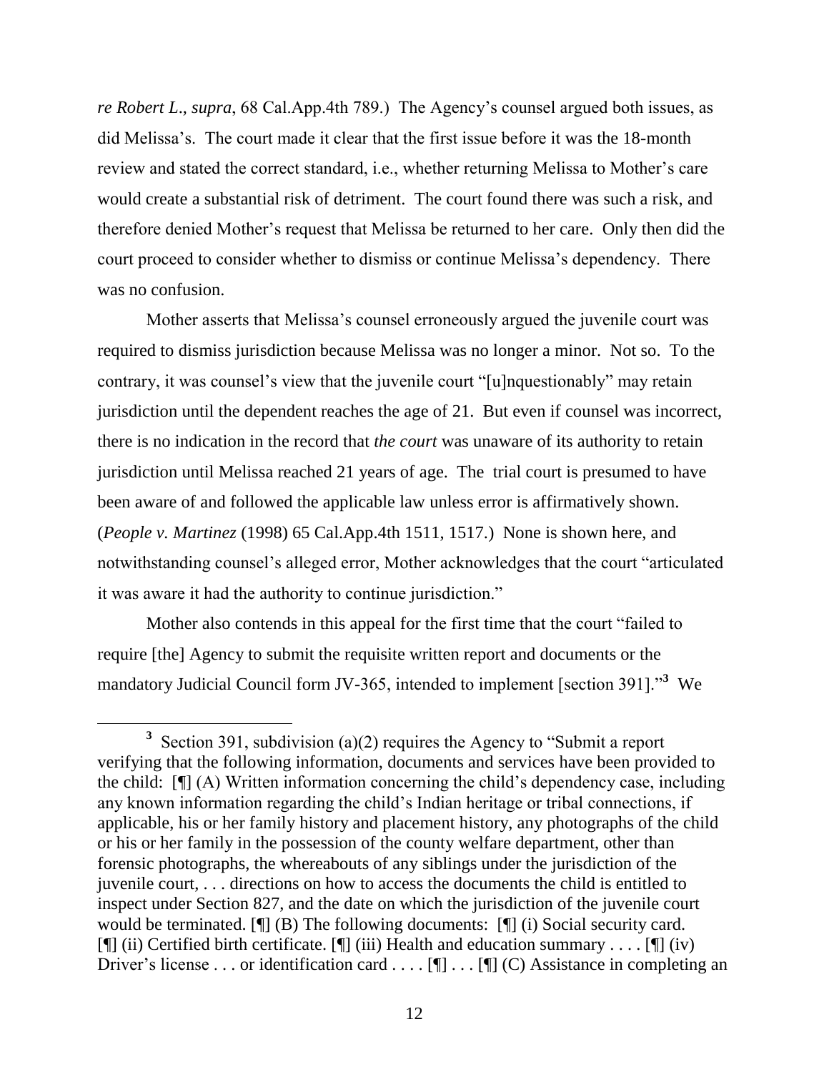*re Robert L.*, *supra*, 68 Cal.App.4th 789.) The Agency's counsel argued both issues, as did Melissa's. The court made it clear that the first issue before it was the 18-month review and stated the correct standard, i.e., whether returning Melissa to Mother's care would create a substantial risk of detriment. The court found there was such a risk, and therefore denied Mother's request that Melissa be returned to her care. Only then did the court proceed to consider whether to dismiss or continue Melissa's dependency. There was no confusion.

Mother asserts that Melissa's counsel erroneously argued the juvenile court was required to dismiss jurisdiction because Melissa was no longer a minor. Not so. To the contrary, it was counsel's view that the juvenile court "[u]nquestionably" may retain jurisdiction until the dependent reaches the age of 21. But even if counsel was incorrect, there is no indication in the record that *the court* was unaware of its authority to retain jurisdiction until Melissa reached 21 years of age. The trial court is presumed to have been aware of and followed the applicable law unless error is affirmatively shown. (*People v. Martinez* (1998) 65 Cal.App.4th 1511, 1517.) None is shown here, and notwithstanding counsel's alleged error, Mother acknowledges that the court "articulated it was aware it had the authority to continue jurisdiction."

Mother also contends in this appeal for the first time that the court "failed to require [the] Agency to submit the requisite written report and documents or the mandatory Judicial Council form JV-365, intended to implement [section 391]."[3] We

---

[3] Section 391, subdivision (a)(2) requires the Agency to "Submit a report verifying that the following information, documents and services have been provided to the child: [¶] (A) Written information concerning the child's dependency case, including any known information regarding the child's Indian heritage or tribal connections, if applicable, his or her family history and placement history, any photographs of the child or his or her family in the possession of the county welfare department, other than forensic photographs, the whereabouts of any siblings under the jurisdiction of the juvenile court, . . . directions on how to access the documents the child is entitled to inspect under Section 827, and the date on which the jurisdiction of the juvenile court would be terminated. [¶] (B) The following documents: [¶] (i) Social security card. [¶] (ii) Certified birth certificate. [¶] (iii) Health and education summary . . . . [¶] (iv) Driver's license . . . or identification card . . . . [¶] . . . [¶] (C) Assistance in completing an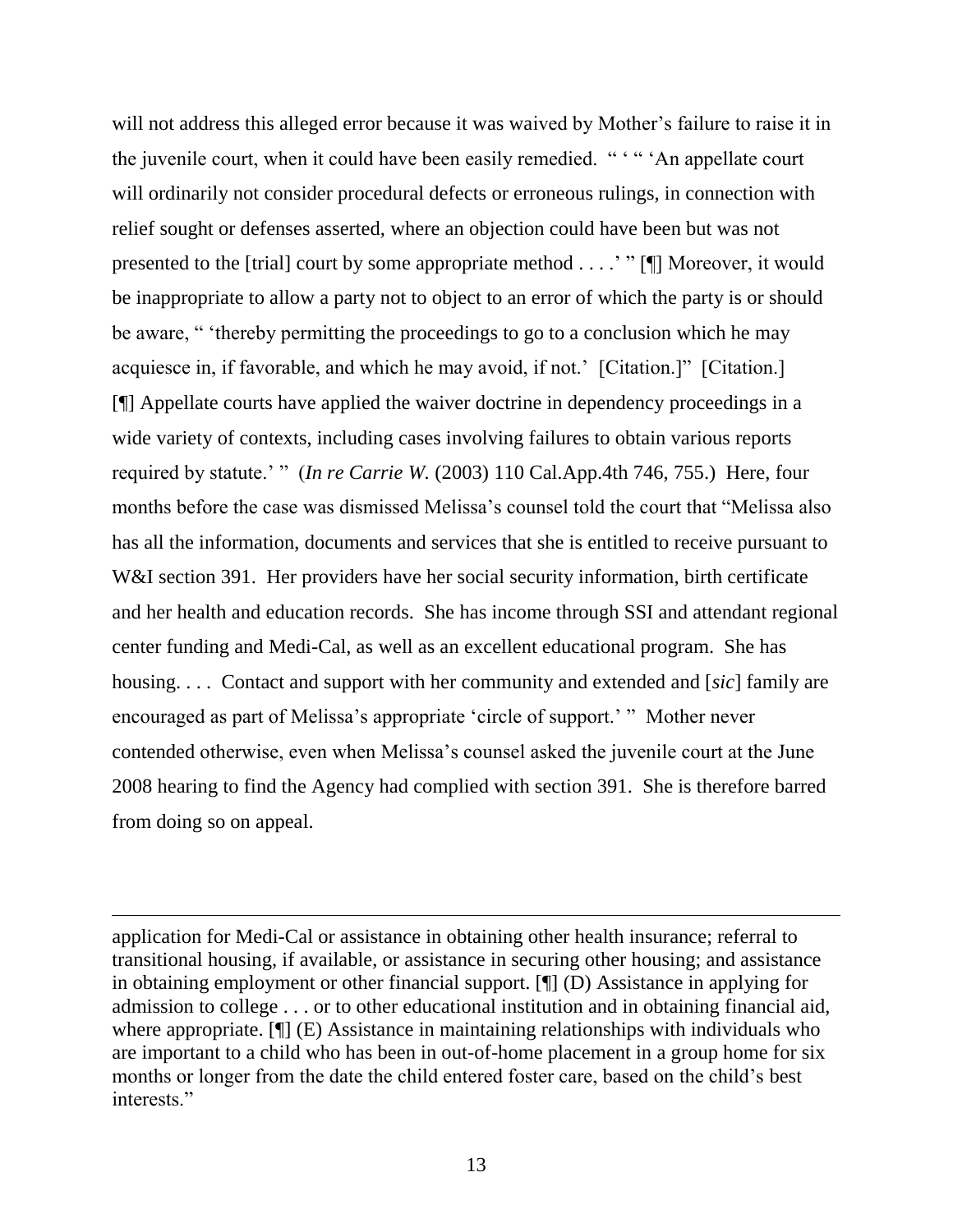will not address this alleged error because it was waived by Mother's failure to raise it in the juvenile court, when it could have been easily remedied. " ' " 'An appellate court will ordinarily not consider procedural defects or erroneous rulings, in connection with relief sought or defenses asserted, where an objection could have been but was not presented to the [trial] court by some appropriate method . . . .' " [¶] Moreover, it would be inappropriate to allow a party not to object to an error of which the party is or should be aware, " 'thereby permitting the proceedings to go to a conclusion which he may acquiesce in, if favorable, and which he may avoid, if not.' [Citation.]" [Citation.] [¶] Appellate courts have applied the waiver doctrine in dependency proceedings in a wide variety of contexts, including cases involving failures to obtain various reports required by statute.' " (*In re Carrie W.* (2003) 110 Cal.App.4th 746, 755.) Here, four months before the case was dismissed Melissa's counsel told the court that "Melissa also has all the information, documents and services that she is entitled to receive pursuant to W&I section 391. Her providers have her social security information, birth certificate and her health and education records. She has income through SSI and attendant regional center funding and Medi-Cal, as well as an excellent educational program. She has housing. . . . Contact and support with her community and extended and [*sic*] family are encouraged as part of Melissa's appropriate 'circle of support.' " Mother never contended otherwise, even when Melissa's counsel asked the juvenile court at the June 2008 hearing to find the Agency had complied with section 391. She is therefore barred from doing so on appeal.

---

application for Medi-Cal or assistance in obtaining other health insurance; referral to transitional housing, if available, or assistance in securing other housing; and assistance in obtaining employment or other financial support. [¶] (D) Assistance in applying for admission to college . . . or to other educational institution and in obtaining financial aid, where appropriate. [¶] (E) Assistance in maintaining relationships with individuals who are important to a child who has been in out-of-home placement in a group home for six months or longer from the date the child entered foster care, based on the child's best interests."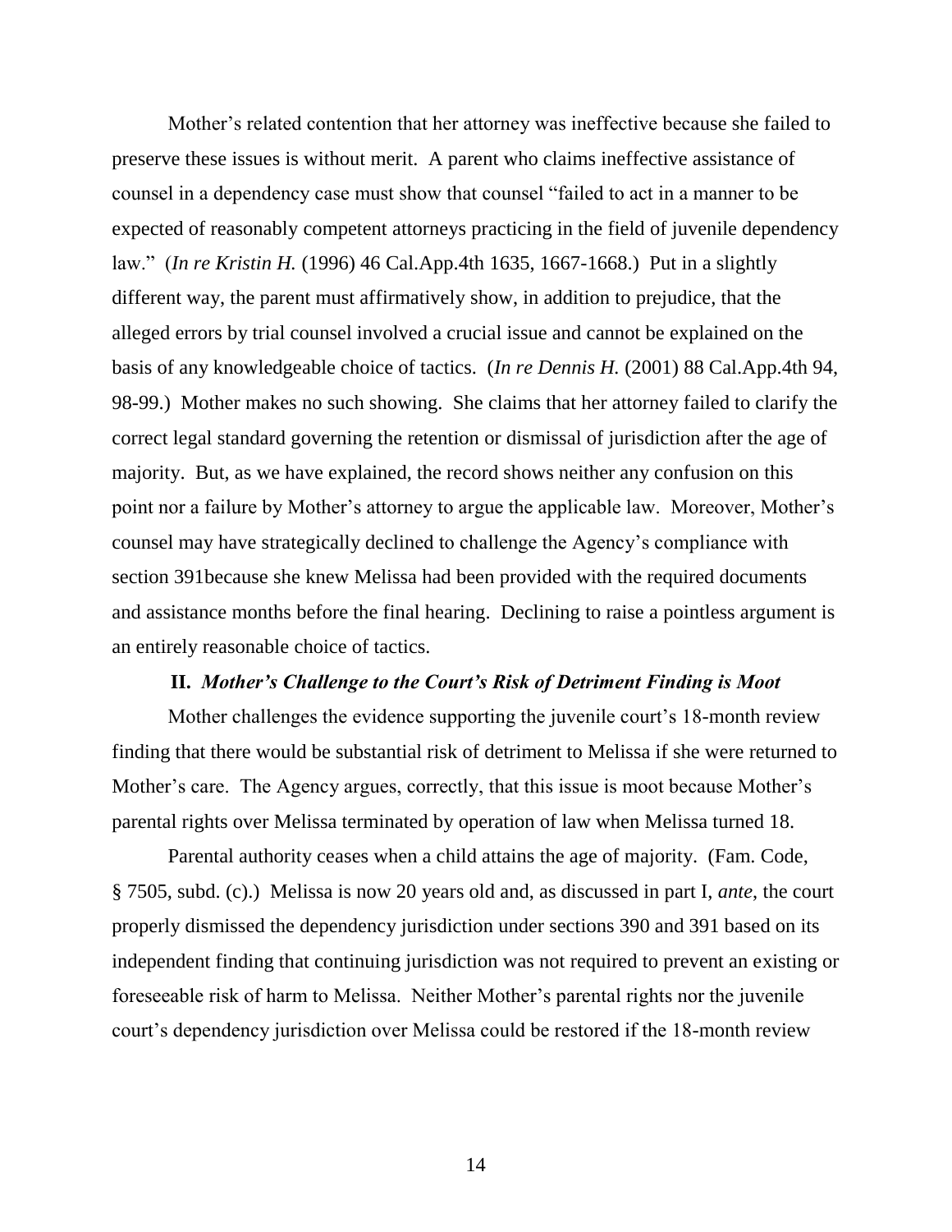Mother's related contention that her attorney was ineffective because she failed to preserve these issues is without merit. A parent who claims ineffective assistance of counsel in a dependency case must show that counsel "failed to act in a manner to be expected of reasonably competent attorneys practicing in the field of juvenile dependency law." (*In re Kristin H.* (1996) 46 Cal.App.4th 1635, 1667-1668.) Put in a slightly different way, the parent must affirmatively show, in addition to prejudice, that the alleged errors by trial counsel involved a crucial issue and cannot be explained on the basis of any knowledgeable choice of tactics. (*In re Dennis H.* (2001) 88 Cal.App.4th 94, 98-99.) Mother makes no such showing. She claims that her attorney failed to clarify the correct legal standard governing the retention or dismissal of jurisdiction after the age of majority. But, as we have explained, the record shows neither any confusion on this point nor a failure by Mother's attorney to argue the applicable law. Moreover, Mother's counsel may have strategically declined to challenge the Agency's compliance with section 391because she knew Melissa had been provided with the required documents and assistance months before the final hearing. Declining to raise a pointless argument is an entirely reasonable choice of tactics.

## II. *Mother's Challenge to the Court's Risk of Detriment Finding is Moot*

Mother challenges the evidence supporting the juvenile court's 18-month review finding that there would be substantial risk of detriment to Melissa if she were returned to Mother's care. The Agency argues, correctly, that this issue is moot because Mother's parental rights over Melissa terminated by operation of law when Melissa turned 18.

Parental authority ceases when a child attains the age of majority. (Fam. Code, § 7505, subd. (c).) Melissa is now 20 years old and, as discussed in part I, *ante*, the court properly dismissed the dependency jurisdiction under sections 390 and 391 based on its independent finding that continuing jurisdiction was not required to prevent an existing or foreseeable risk of harm to Melissa. Neither Mother's parental rights nor the juvenile court's dependency jurisdiction over Melissa could be restored if the 18-month review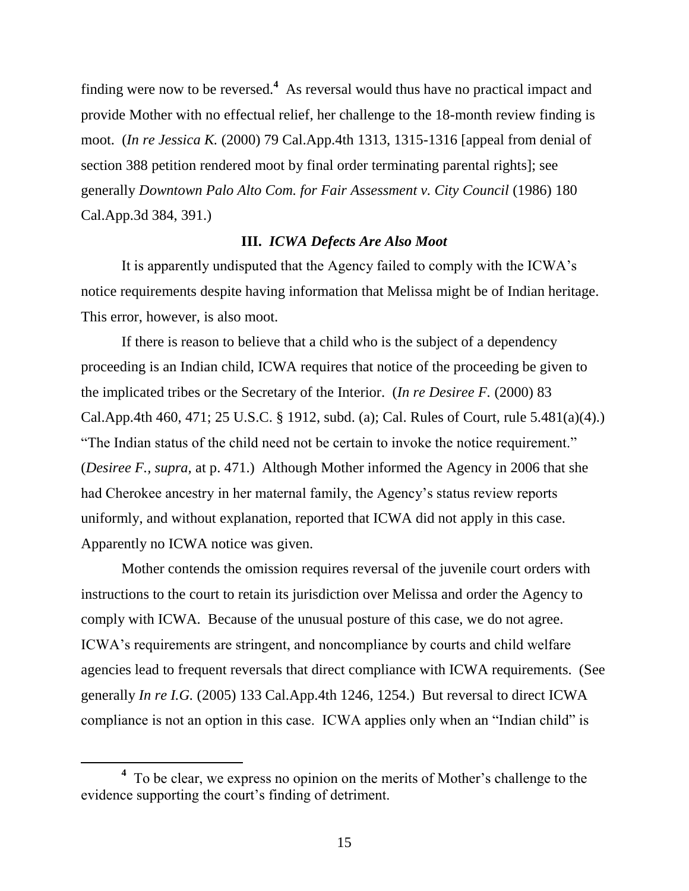finding were now to be reversed.[4] As reversal would thus have no practical impact and provide Mother with no effectual relief, her challenge to the 18-month review finding is moot. (*In re Jessica K.* (2000) 79 Cal.App.4th 1313, 1315-1316 [appeal from denial of section 388 petition rendered moot by final order terminating parental rights]; see generally *Downtown Palo Alto Com. for Fair Assessment v. City Council* (1986) 180 Cal.App.3d 384, 391.)

### III. *ICWA Defects Are Also Moot*

It is apparently undisputed that the Agency failed to comply with the ICWA's notice requirements despite having information that Melissa might be of Indian heritage. This error, however, is also moot.

If there is reason to believe that a child who is the subject of a dependency proceeding is an Indian child, ICWA requires that notice of the proceeding be given to the implicated tribes or the Secretary of the Interior. (*In re Desiree F.* (2000) 83 Cal.App.4th 460, 471; 25 U.S.C. § 1912, subd. (a); Cal. Rules of Court, rule 5.481(a)(4).) "The Indian status of the child need not be certain to invoke the notice requirement." (*Desiree F., supra,* at p. 471.) Although Mother informed the Agency in 2006 that she had Cherokee ancestry in her maternal family, the Agency's status review reports uniformly, and without explanation, reported that ICWA did not apply in this case. Apparently no ICWA notice was given.

Mother contends the omission requires reversal of the juvenile court orders with instructions to the court to retain its jurisdiction over Melissa and order the Agency to comply with ICWA. Because of the unusual posture of this case, we do not agree. ICWA's requirements are stringent, and noncompliance by courts and child welfare agencies lead to frequent reversals that direct compliance with ICWA requirements. (See generally *In re I.G.* (2005) 133 Cal.App.4th 1246, 1254.) But reversal to direct ICWA compliance is not an option in this case. ICWA applies only when an "Indian child" is

---

[4] To be clear, we express no opinion on the merits of Mother's challenge to the evidence supporting the court's finding of detriment.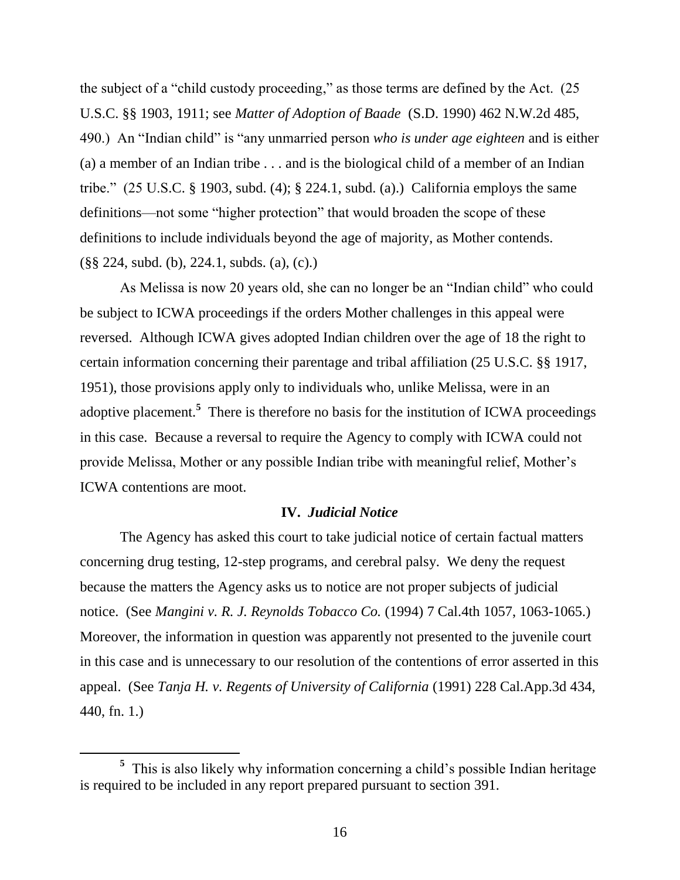the subject of a "child custody proceeding," as those terms are defined by the Act. (25 U.S.C. §§ 1903, 1911; see *Matter of Adoption of Baade* (S.D. 1990) 462 N.W.2d 485, 490.) An "Indian child" is "any unmarried person *who is under age eighteen* and is either (a) a member of an Indian tribe . . . and is the biological child of a member of an Indian tribe." (25 U.S.C. § 1903, subd. (4); § 224.1, subd. (a).) California employs the same definitions—not some "higher protection" that would broaden the scope of these definitions to include individuals beyond the age of majority, as Mother contends. (§§ 224, subd. (b), 224.1, subds. (a), (c).)

As Melissa is now 20 years old, she can no longer be an "Indian child" who could be subject to ICWA proceedings if the orders Mother challenges in this appeal were reversed. Although ICWA gives adopted Indian children over the age of 18 the right to certain information concerning their parentage and tribal affiliation (25 U.S.C. §§ 1917, 1951), those provisions apply only to individuals who, unlike Melissa, were in an adoptive placement.[5] There is therefore no basis for the institution of ICWA proceedings in this case. Because a reversal to require the Agency to comply with ICWA could not provide Melissa, Mother or any possible Indian tribe with meaningful relief, Mother's ICWA contentions are moot.

### IV. *Judicial Notice*

The Agency has asked this court to take judicial notice of certain factual matters concerning drug testing, 12-step programs, and cerebral palsy. We deny the request because the matters the Agency asks us to notice are not proper subjects of judicial notice. (See *Mangini v. R. J. Reynolds Tobacco Co.* (1994) 7 Cal.4th 1057, 1063-1065.) Moreover, the information in question was apparently not presented to the juvenile court in this case and is unnecessary to our resolution of the contentions of error asserted in this appeal. (See *Tanja H. v. Regents of University of California* (1991) 228 Cal.App.3d 434, 440, fn. 1.)

---

[5] This is also likely why information concerning a child's possible Indian heritage is required to be included in any report prepared pursuant to section 391.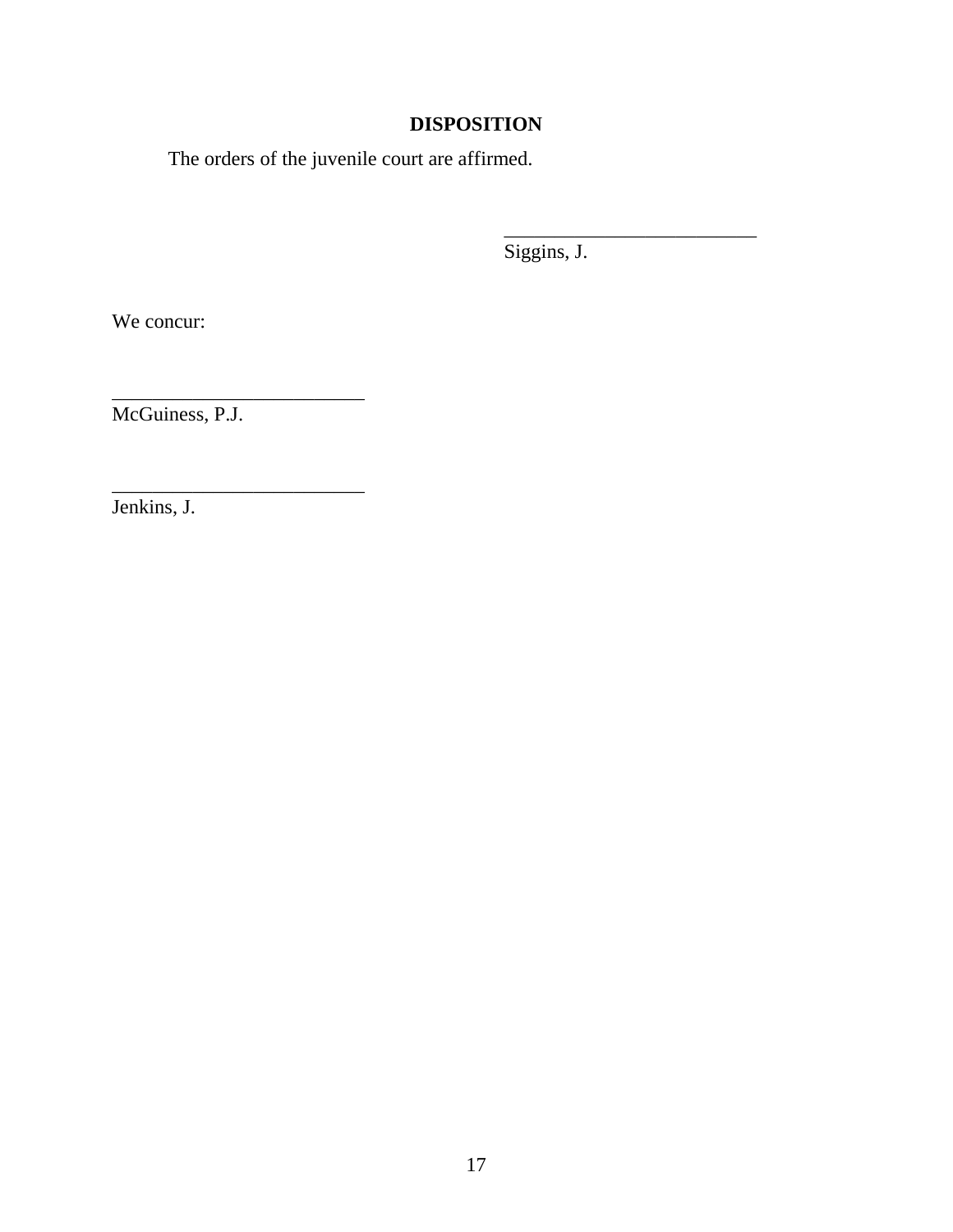## DISPOSITION

The orders of the juvenile court are affirmed.

_________________________
Siggins, J.

We concur:

_________________________
McGuiness, P.J.

_________________________
Jenkins, J.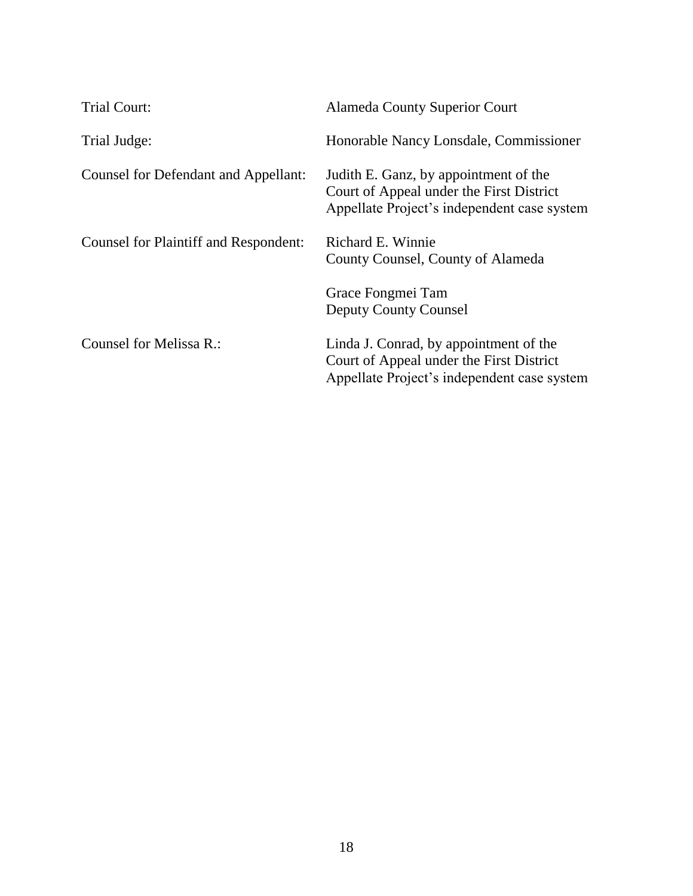| | |
|---|---|
| Trial Court: | Alameda County Superior Court |
| Trial Judge: | Honorable Nancy Lonsdale, Commissioner |
| Counsel for Defendant and Appellant: | Judith E. Ganz, by appointment of the Court of Appeal under the First District Appellate Project's independent case system |
| Counsel for Plaintiff and Respondent: | Richard E. Winnie<br>County Counsel, County of Alameda<br><br>Grace Fongmei Tam<br>Deputy County Counsel |
| Counsel for Melissa R.: | Linda J. Conrad, by appointment of the Court of Appeal under the First District Appellate Project's independent case system |